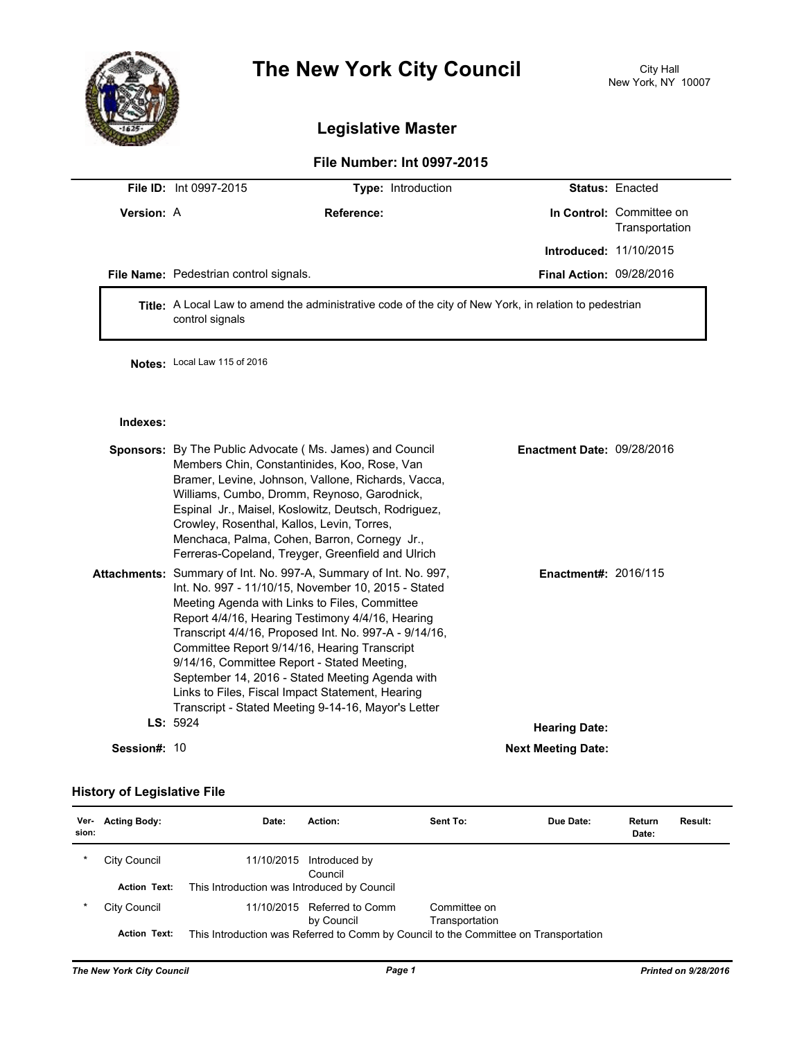# The New York City Council

City Hall
New York, NY 10007

## Legislative Master

### File Number: Int 0997-2015

**File ID:** Int 0997-2015 **Type:** Introduction **Status:** Enacted

**Version:** A **Reference:** **In Control:** Committee on Transportation

**Introduced:** 11/10/2015

**File Name:** Pedestrian control signals. **Final Action:** 09/28/2016

**Title:** A Local Law to amend the administrative code of the city of New York, in relation to pedestrian control signals

**Notes:** Local Law 115 of 2016

**Indexes:**

**Sponsors:** By The Public Advocate ( Ms. James) and Council Members Chin, Constantinides, Koo, Rose, Van Bramer, Levine, Johnson, Vallone, Richards, Vacca, Williams, Cumbo, Dromm, Reynoso, Garodnick, Espinal Jr., Maisel, Koslowitz, Deutsch, Rodriguez, Crowley, Rosenthal, Kallos, Levin, Torres, Menchaca, Palma, Cohen, Barron, Cornegy Jr., Ferreras-Copeland, Treyger, Greenfield and Ulrich

**Enactment Date:** 09/28/2016

**Attachments:** Summary of Int. No. 997-A, Summary of Int. No. 997, Int. No. 997 - 11/10/15, November 10, 2015 - Stated Meeting Agenda with Links to Files, Committee Report 4/4/16, Hearing Testimony 4/4/16, Hearing Transcript 4/4/16, Proposed Int. No. 997-A - 9/14/16, Committee Report 9/14/16, Hearing Transcript 9/14/16, Committee Report - Stated Meeting, September 14, 2016 - Stated Meeting Agenda with Links to Files, Fiscal Impact Statement, Hearing Transcript - Stated Meeting 9-14-16, Mayor's Letter

**Enactment#:** 2016/115

**LS:** 5924 **Hearing Date:**

**Session#:** 10 **Next Meeting Date:**

### History of Legislative File

| Version: | Acting Body: | Date: | Action: | Sent To: | Due Date: | Return Date: | Result: |
|---|---|---|---|---|---|---|---|
| * | City Council | 11/10/2015 | Introduced by Council | | | | |
| | **Action Text:** | This Introduction was Introduced by Council | | | | | |
| * | City Council | 11/10/2015 | Referred to Comm by Council | Committee on Transportation | | | |
| | **Action Text:** | This Introduction was Referred to Comm by Council to the Committee on Transportation | | | | | |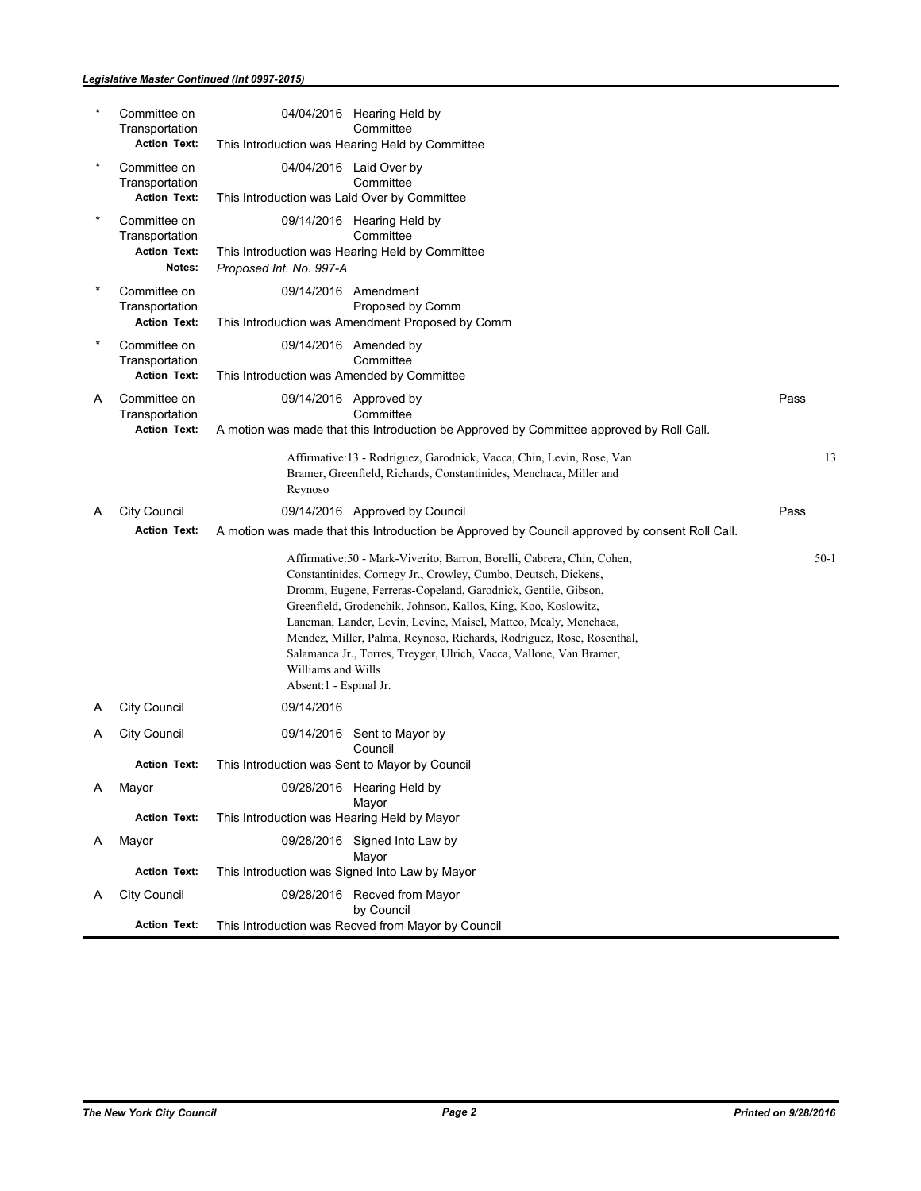*Legislative Master Continued (Int 0997-2015)*

| | | | | | |
|---|---|---|---|---|---|
| * | Committee on Transportation | 04/04/2016 | Hearing Held by Committee | | |
| | **Action Text:** | This Introduction was Hearing Held by Committee | | | |
| * | Committee on Transportation | 04/04/2016 | Laid Over by Committee | | |
| | **Action Text:** | This Introduction was Laid Over by Committee | | | |
| * | Committee on Transportation | 09/14/2016 | Hearing Held by Committee | | |
| | **Action Text:** | This Introduction was Hearing Held by Committee | | | |
| | **Notes:** | *Proposed Int. No. 997-A* | | | |
| * | Committee on Transportation | 09/14/2016 | Amendment Proposed by Comm | | |
| | **Action Text:** | This Introduction was Amendment Proposed by Comm | | | |
| * | Committee on Transportation | 09/14/2016 | Amended by Committee | | |
| | **Action Text:** | This Introduction was Amended by Committee | | | |
| A | Committee on Transportation | 09/14/2016 | Approved by Committee | Pass | |
| | **Action Text:** | A motion was made that this Introduction be Approved by Committee approved by Roll Call. | | | |
| | | Affirmative:13 - Rodriguez, Garodnick, Vacca, Chin, Levin, Rose, Van Bramer, Greenfield, Richards, Constantinides, Menchaca, Miller and Reynoso | | | 13 |
| A | City Council | 09/14/2016 | Approved by Council | Pass | |
| | **Action Text:** | A motion was made that this Introduction be Approved by Council approved by consent Roll Call. | | | |
| | | Affirmative:50 - Mark-Viverito, Barron, Borelli, Cabrera, Chin, Cohen, Constantinides, Cornegy Jr., Crowley, Cumbo, Deutsch, Dickens, Dromm, Eugene, Ferreras-Copeland, Garodnick, Gentile, Gibson, Greenfield, Grodenchik, Johnson, Kallos, King, Koo, Koslowitz, Lancman, Lander, Levin, Levine, Maisel, Matteo, Mealy, Menchaca, Mendez, Miller, Palma, Reynoso, Richards, Rodriguez, Rose, Rosenthal, Salamanca Jr., Torres, Treyger, Ulrich, Vacca, Vallone, Van Bramer, Williams and Wills<br>Absent:1 - Espinal Jr. | | | 50-1 |
| A | City Council | 09/14/2016 | | | |
| A | City Council | 09/14/2016 | Sent to Mayor by Council | | |
| | **Action Text:** | This Introduction was Sent to Mayor by Council | | | |
| A | Mayor | 09/28/2016 | Hearing Held by Mayor | | |
| | **Action Text:** | This Introduction was Hearing Held by Mayor | | | |
| A | Mayor | 09/28/2016 | Signed Into Law by Mayor | | |
| | **Action Text:** | This Introduction was Signed Into Law by Mayor | | | |
| A | City Council | 09/28/2016 | Recved from Mayor by Council | | |
| | **Action Text:** | This Introduction was Recved from Mayor by Council | | | |